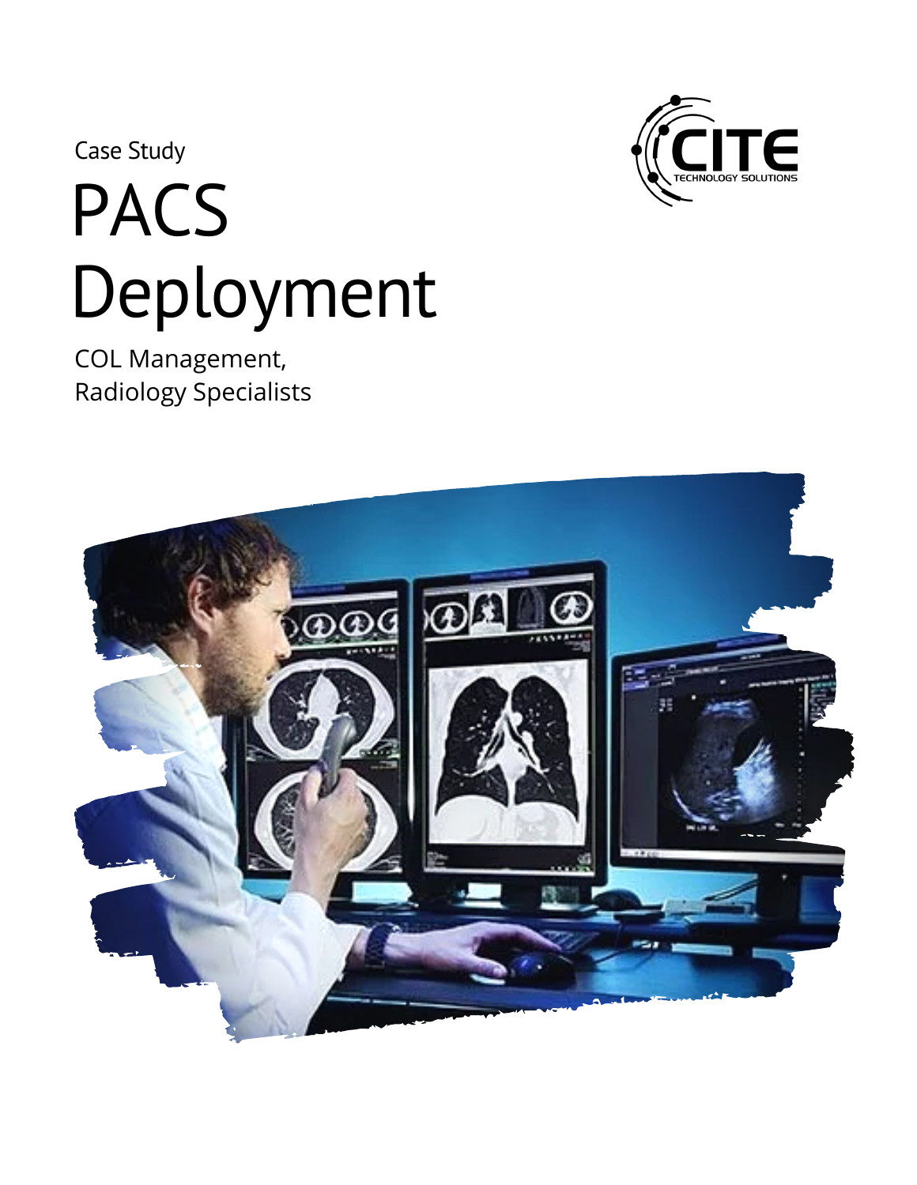Case Study

# PACS Deployment

COL Management,
Radiology Specialists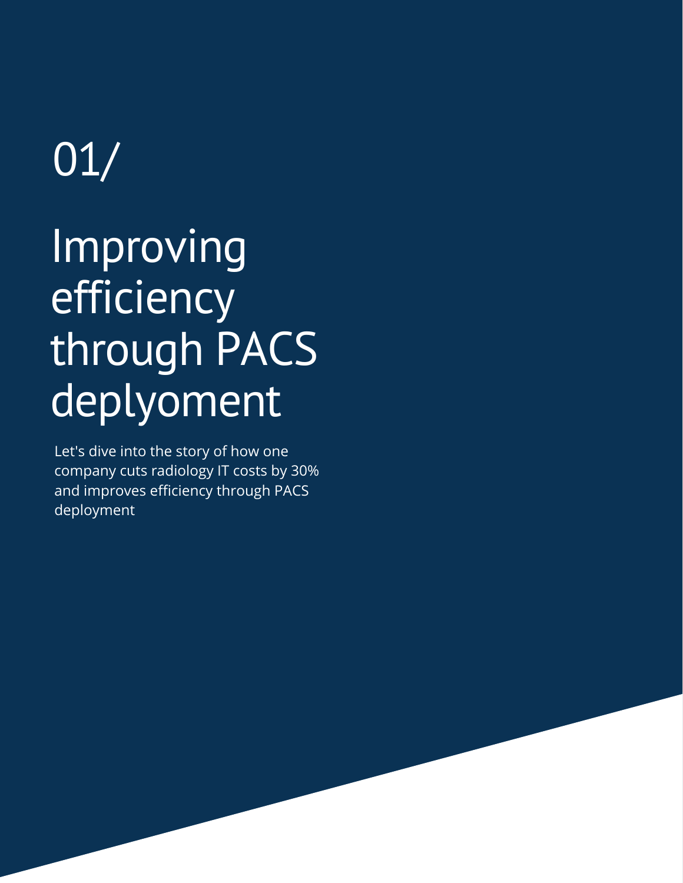# 01/

# Improving efficiency through PACS deplyoment

Let's dive into the story of how one company cuts radiology IT costs by 30% and improves efficiency through PACS deployment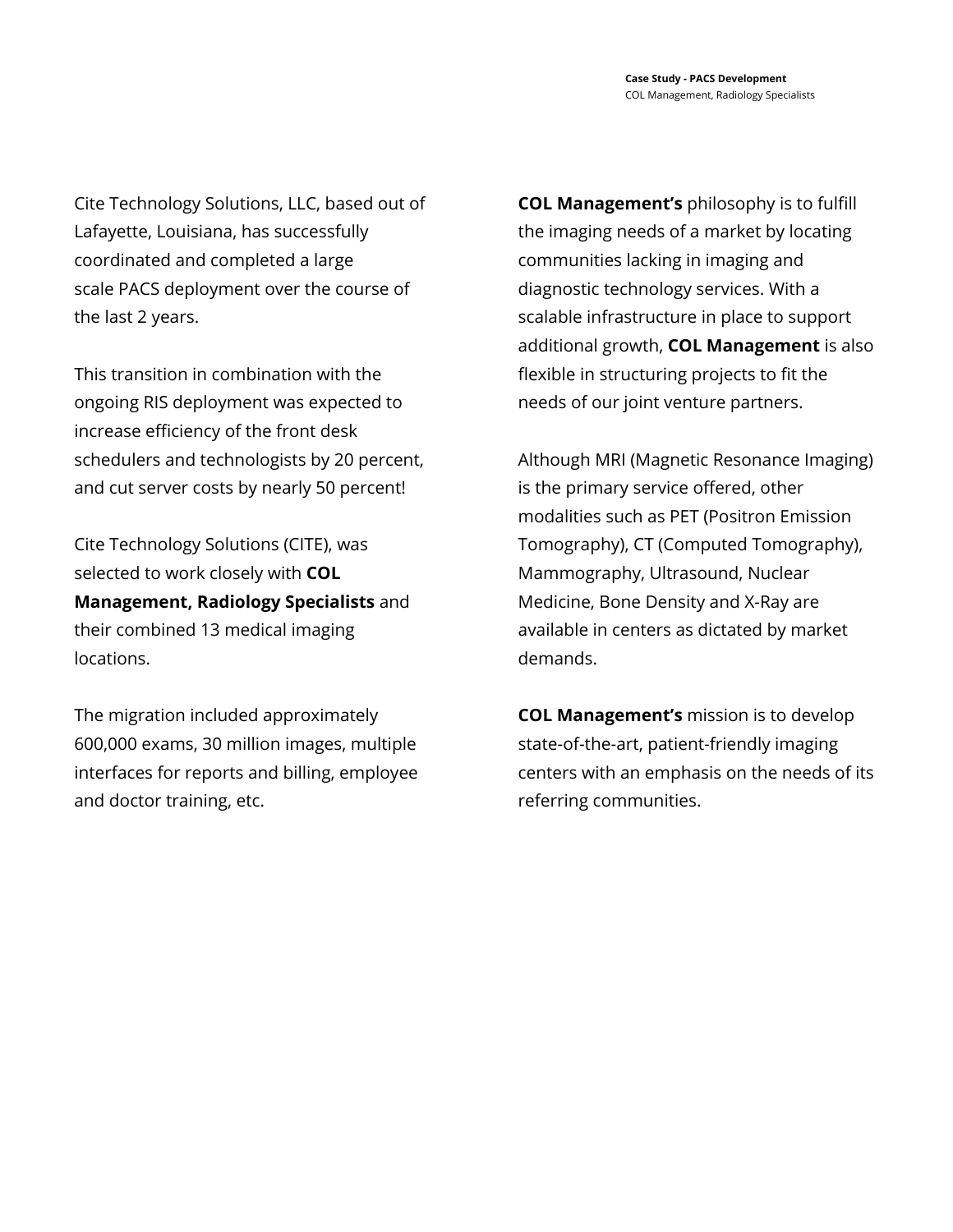Cite Technology Solutions, LLC, based out of Lafayette, Louisiana, has successfully coordinated and completed a large scale PACS deployment over the course of the last 2 years.

This transition in combination with the ongoing RIS deployment was expected to increase efficiency of the front desk schedulers and technologists by 20 percent, and cut server costs by nearly 50 percent!

Cite Technology Solutions (CITE), was selected to work closely with **COL Management, Radiology Specialists** and their combined 13 medical imaging locations.

The migration included approximately 600,000 exams, 30 million images, multiple interfaces for reports and billing, employee and doctor training, etc.

**COL Management's** philosophy is to fulfill the imaging needs of a market by locating communities lacking in imaging and diagnostic technology services. With a scalable infrastructure in place to support additional growth, **COL Management** is also flexible in structuring projects to fit the needs of our joint venture partners.

Although MRI (Magnetic Resonance Imaging) is the primary service offered, other modalities such as PET (Positron Emission Tomography), CT (Computed Tomography), Mammography, Ultrasound, Nuclear Medicine, Bone Density and X-Ray are available in centers as dictated by market demands.

**COL Management's** mission is to develop state-of-the-art, patient-friendly imaging centers with an emphasis on the needs of its referring communities.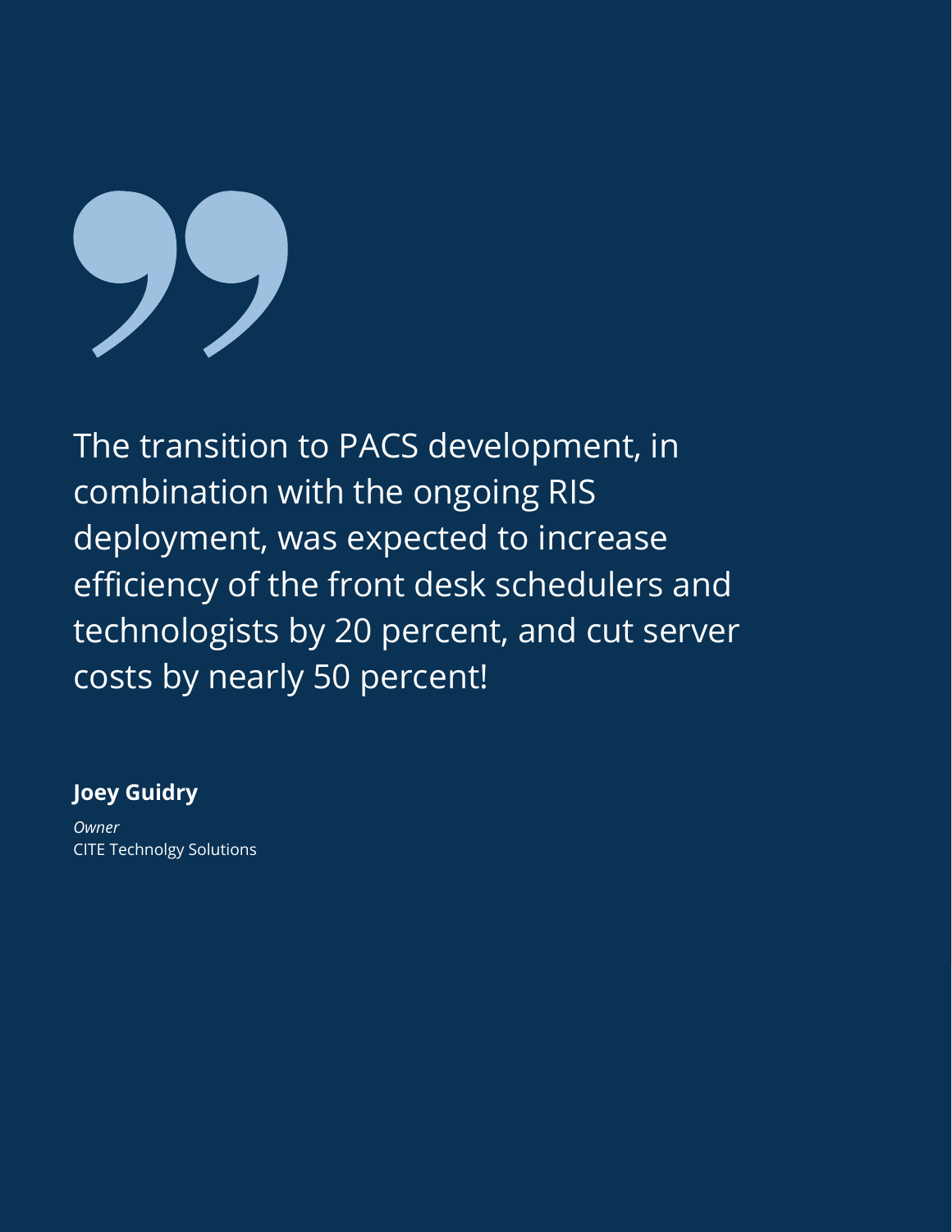> The transition to PACS development, in combination with the ongoing RIS deployment, was expected to increase efficiency of the front desk schedulers and technologists by 20 percent, and cut server costs by nearly 50 percent!

**Joey Guidry**

*Owner*

CITE Technolgy Solutions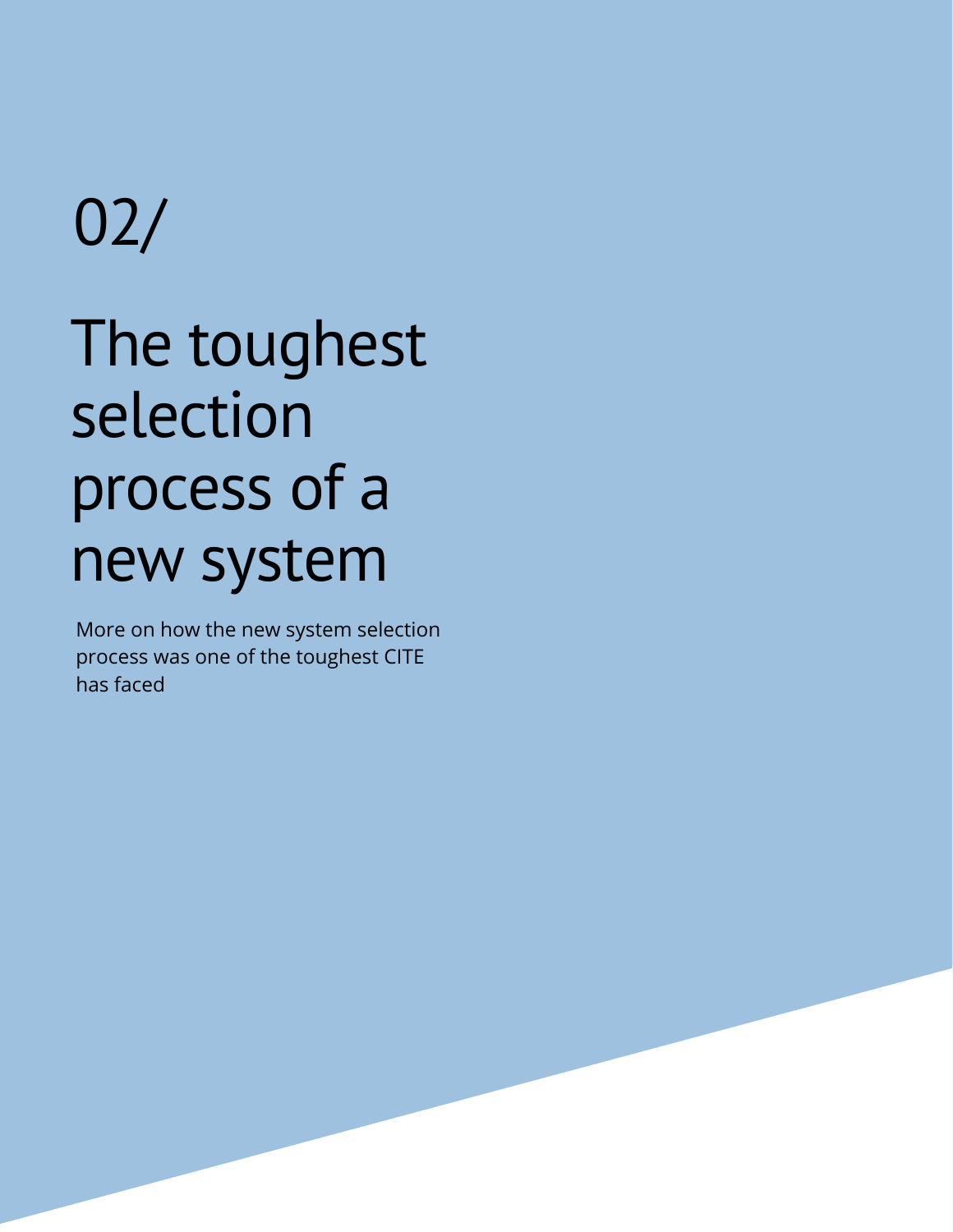02/

# The toughest selection process of a new system

More on how the new system selection process was one of the toughest CITE has faced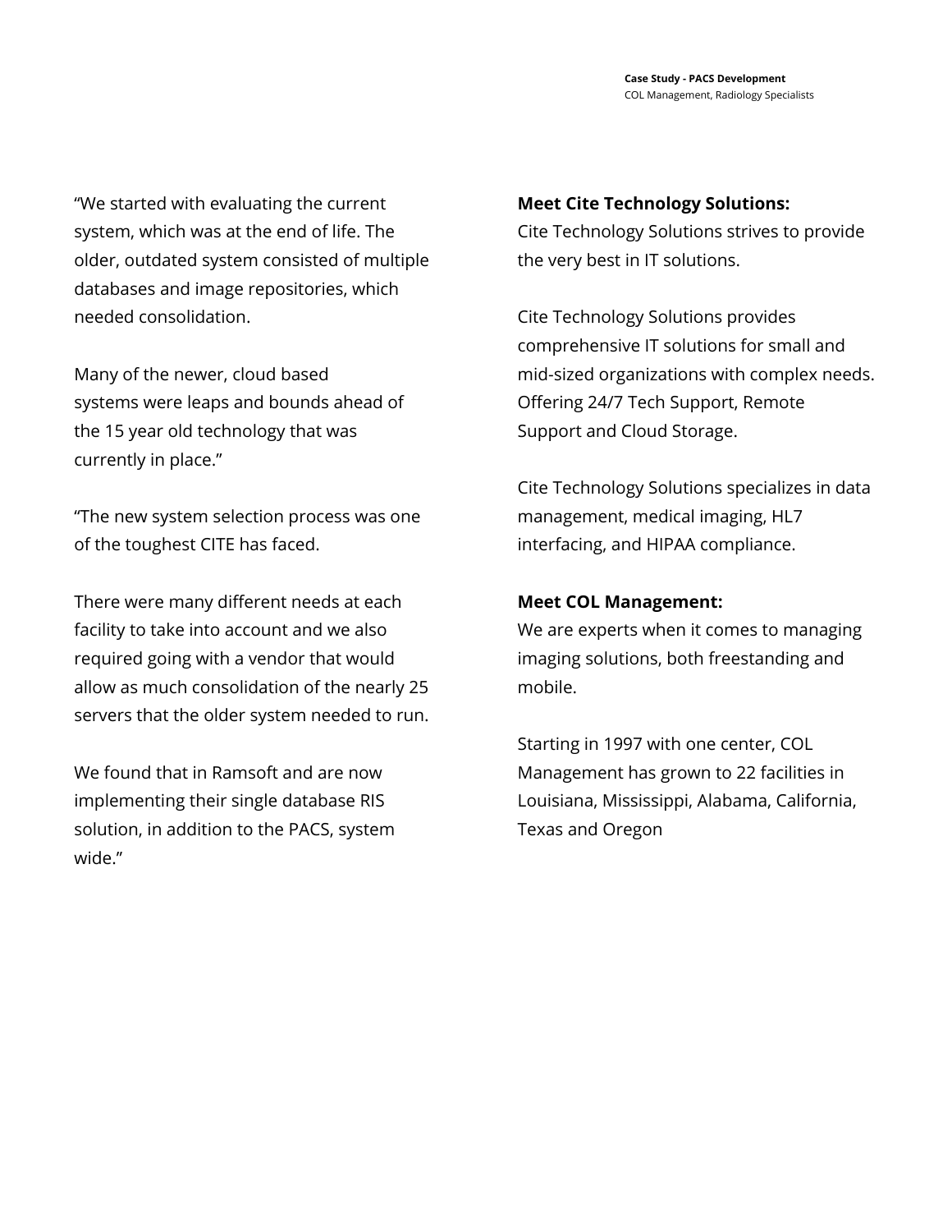"We started with evaluating the current system, which was at the end of life. The older, outdated system consisted of multiple databases and image repositories, which needed consolidation.

Many of the newer, cloud based systems were leaps and bounds ahead of the 15 year old technology that was currently in place."

"The new system selection process was one of the toughest CITE has faced.

There were many different needs at each facility to take into account and we also required going with a vendor that would allow as much consolidation of the nearly 25 servers that the older system needed to run.

We found that in Ramsoft and are now implementing their single database RIS solution, in addition to the PACS, system wide."

**Meet Cite Technology Solutions:**
Cite Technology Solutions strives to provide the very best in IT solutions.

Cite Technology Solutions provides comprehensive IT solutions for small and mid-sized organizations with complex needs. Offering 24/7 Tech Support, Remote Support and Cloud Storage.

Cite Technology Solutions specializes in data management, medical imaging, HL7 interfacing, and HIPAA compliance.

**Meet COL Management:**
We are experts when it comes to managing imaging solutions, both freestanding and mobile.

Starting in 1997 with one center, COL Management has grown to 22 facilities in Louisiana, Mississippi, Alabama, California, Texas and Oregon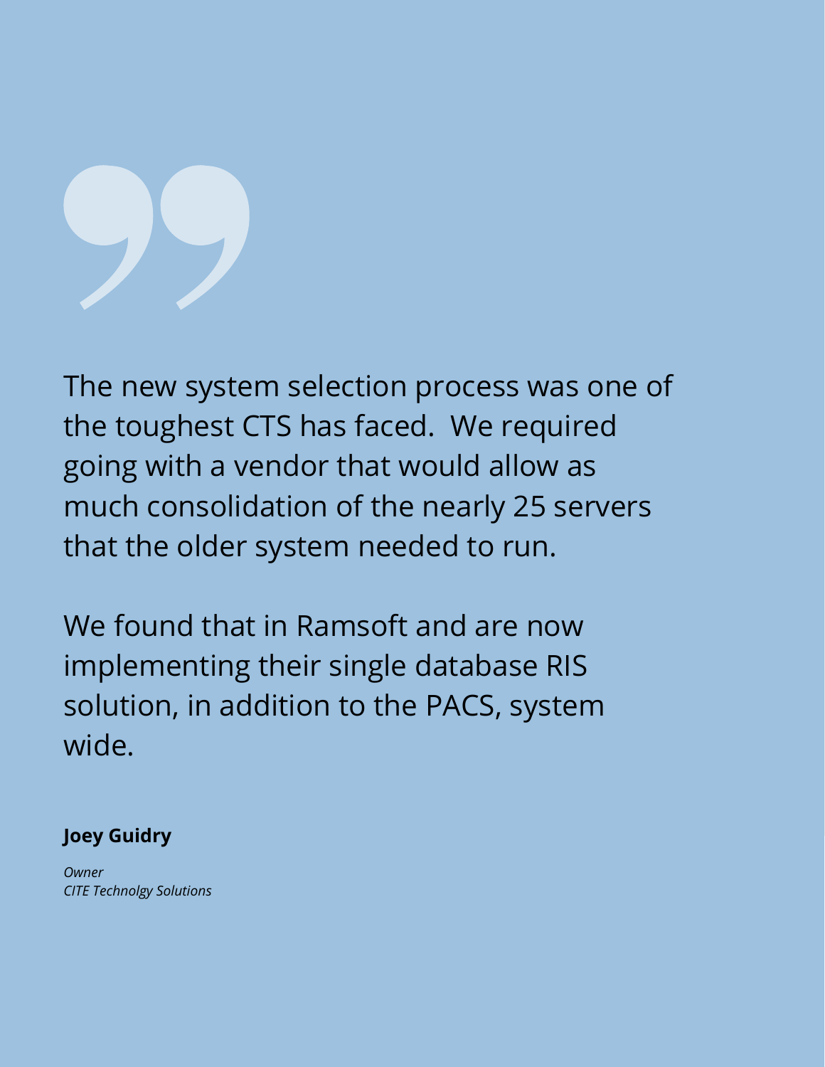The new system selection process was one of the toughest CTS has faced.  We required going with a vendor that would allow as much consolidation of the nearly 25 servers that the older system needed to run.

We found that in Ramsoft and are now implementing their single database RIS solution, in addition to the PACS, system wide.

**Joey Guidry**

*Owner*
*CITE Technolgy Solutions*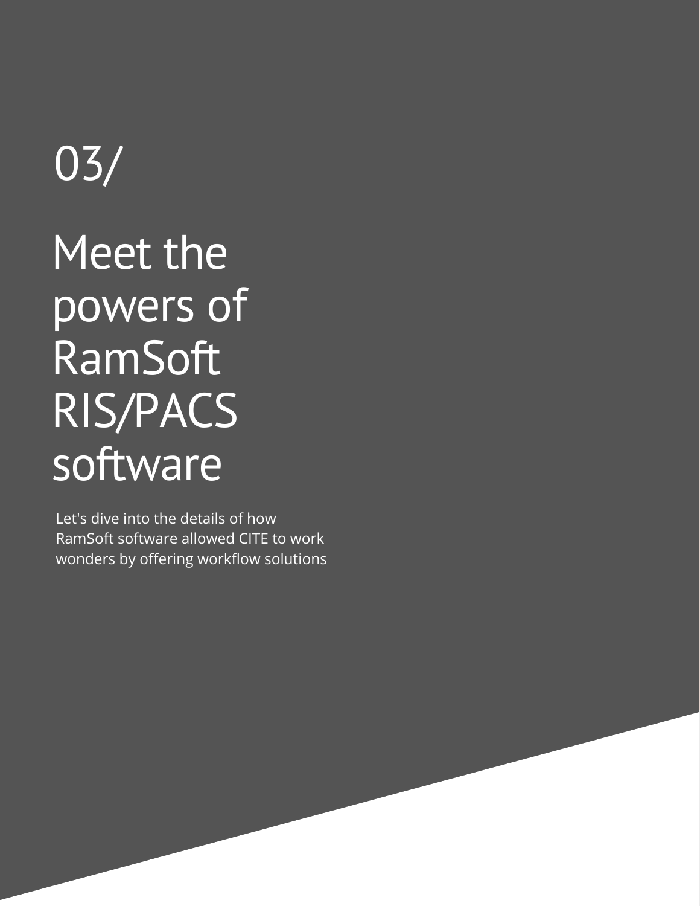# 03/

# Meet the powers of RamSoft RIS/PACS software

Let's dive into the details of how RamSoft software allowed CITE to work wonders by offering workflow solutions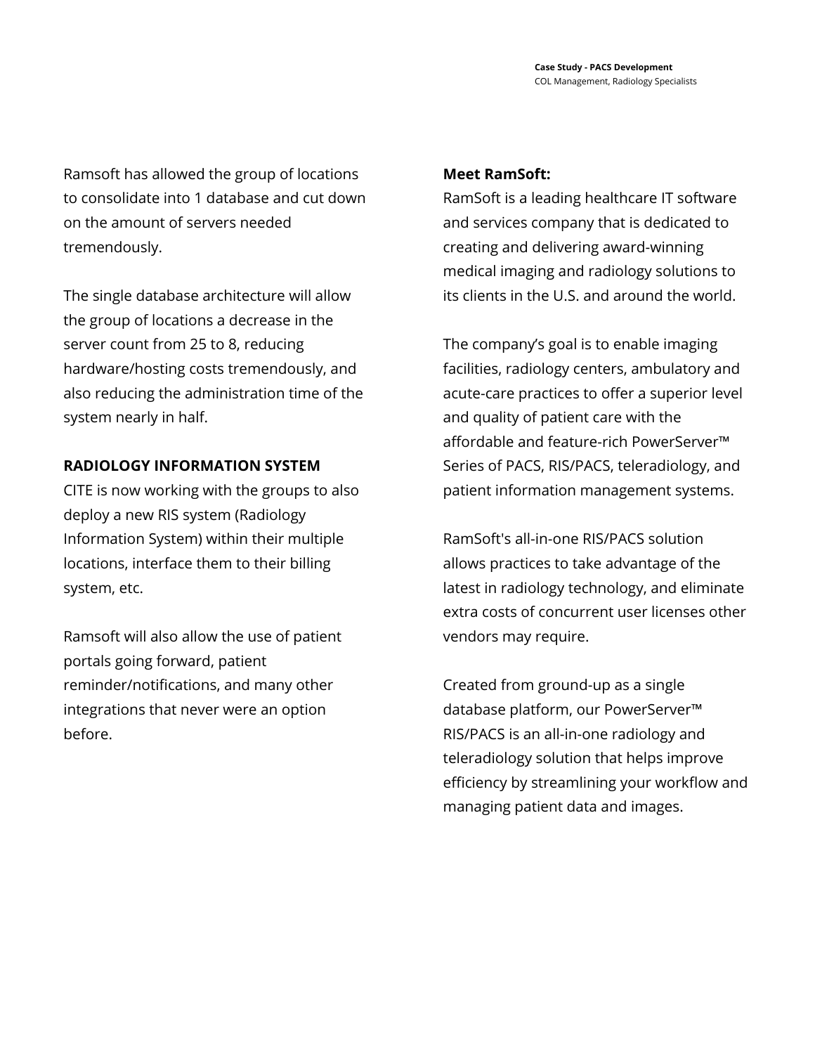Ramsoft has allowed the group of locations to consolidate into 1 database and cut down on the amount of servers needed tremendously.

The single database architecture will allow the group of locations a decrease in the server count from 25 to 8, reducing hardware/hosting costs tremendously, and also reducing the administration time of the system nearly in half.

**RADIOLOGY INFORMATION SYSTEM**

CITE is now working with the groups to also deploy a new RIS system (Radiology Information System) within their multiple locations, interface them to their billing system, etc.

Ramsoft will also allow the use of patient portals going forward, patient reminder/notifications, and many other integrations that never were an option before.

**Meet RamSoft:**

RamSoft is a leading healthcare IT software and services company that is dedicated to creating and delivering award-winning medical imaging and radiology solutions to its clients in the U.S. and around the world.

The company's goal is to enable imaging facilities, radiology centers, ambulatory and acute-care practices to offer a superior level and quality of patient care with the affordable and feature-rich PowerServer™ Series of PACS, RIS/PACS, teleradiology, and patient information management systems.

RamSoft's all-in-one RIS/PACS solution allows practices to take advantage of the latest in radiology technology, and eliminate extra costs of concurrent user licenses other vendors may require.

Created from ground-up as a single database platform, our PowerServer™ RIS/PACS is an all-in-one radiology and teleradiology solution that helps improve efficiency by streamlining your workflow and managing patient data and images.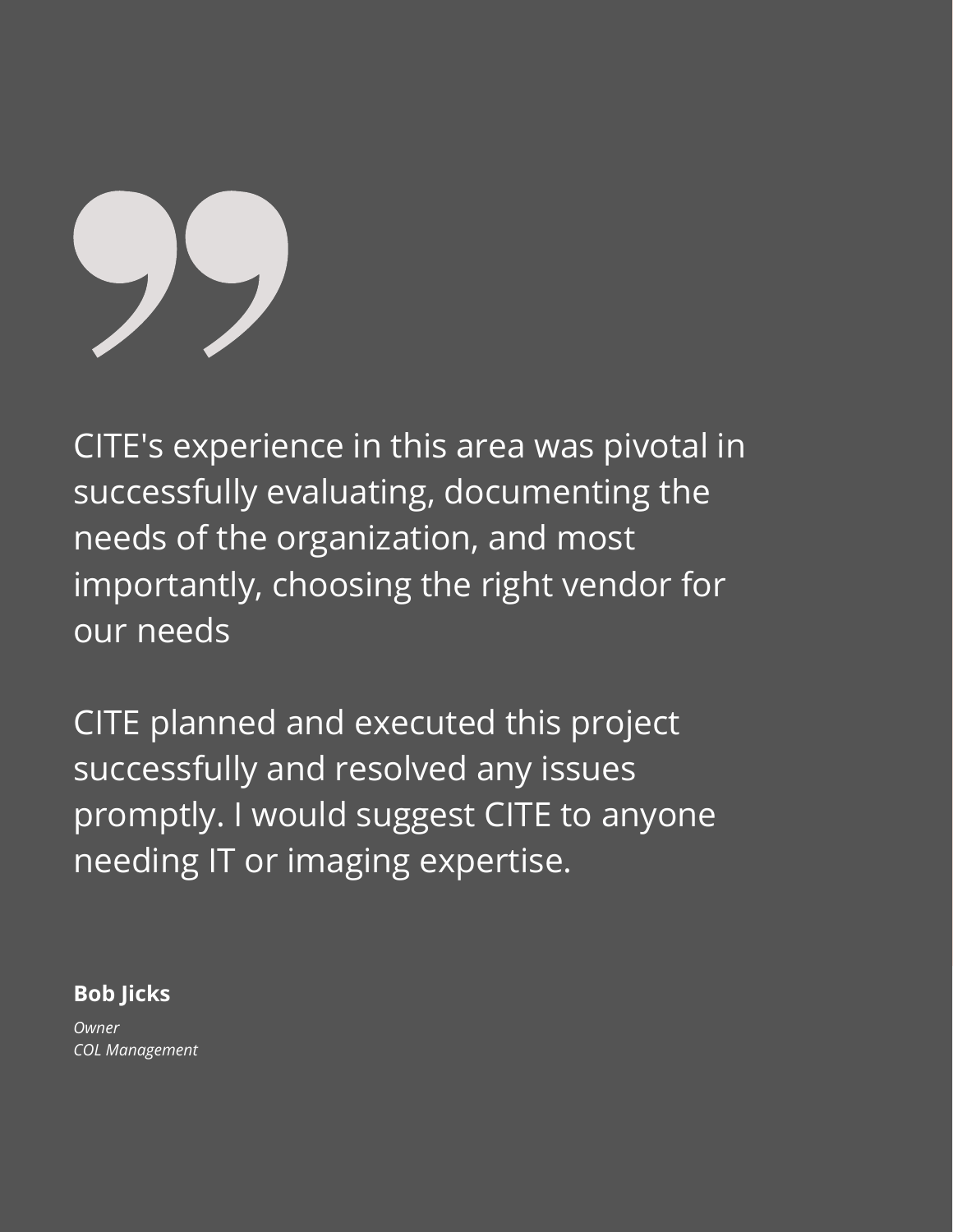CITE's experience in this area was pivotal in successfully evaluating, documenting the needs of the organization, and most importantly, choosing the right vendor for our needs

CITE planned and executed this project successfully and resolved any issues promptly. I would suggest CITE to anyone needing IT or imaging expertise.

**Bob Jicks**

*Owner*
*COL Management*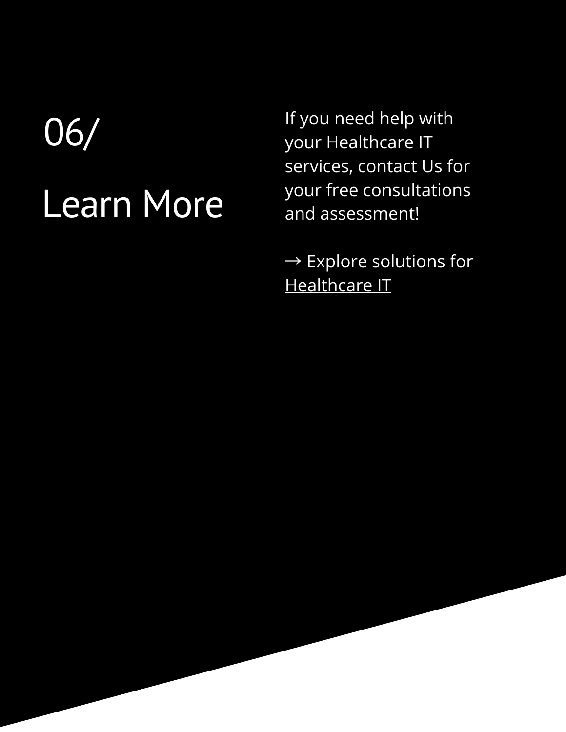# 06/

# Learn More

If you need help with your Healthcare IT services, contact Us for your free consultations and assessment!

→ Explore solutions for Healthcare IT